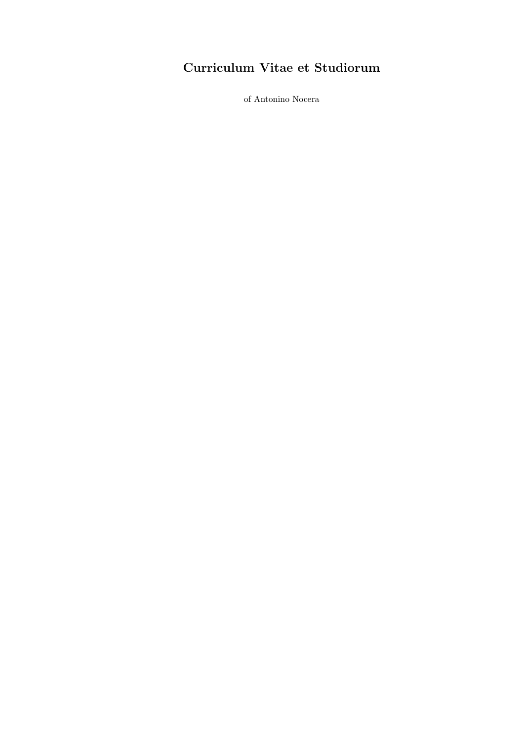# Curriculum Vitae et Studiorum

of Antonino Nocera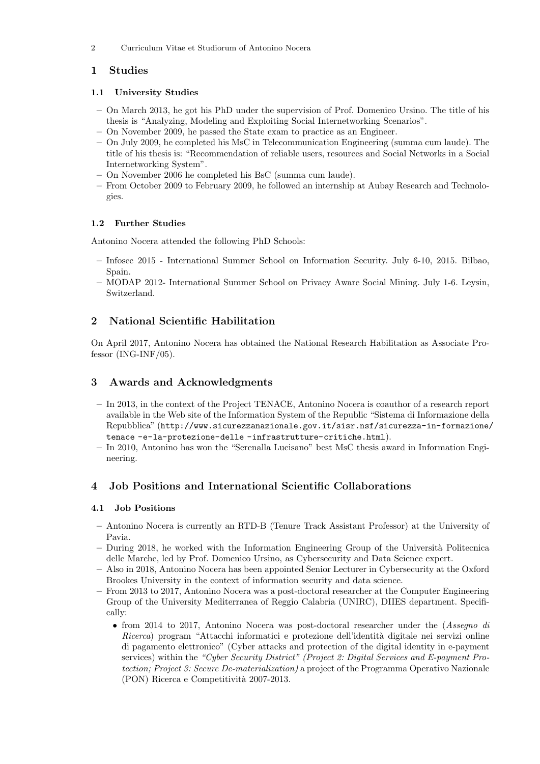# 1 Studies

## 1.1 University Studies

- On March 2013, he got his PhD under the supervision of Prof. Domenico Ursino. The title of his thesis is "Analyzing, Modeling and Exploiting Social Internetworking Scenarios".
- On November 2009, he passed the State exam to practice as an Engineer.
- On July 2009, he completed his MsC in Telecommunication Engineering (summa cum laude). The title of his thesis is: "Recommendation of reliable users, resources and Social Networks in a Social Internetworking System".
- On November 2006 he completed his BsC (summa cum laude).
- From October 2009 to February 2009, he followed an internship at Aubay Research and Technologies.

## 1.2 Further Studies

Antonino Nocera attended the following PhD Schools:

- Infosec 2015 - International Summer School on Information Security. July 6-10, 2015. Bilbao, Spain.
- MODAP 2012- International Summer School on Privacy Aware Social Mining. July 1-6. Leysin, Switzerland.

# 2 National Scientific Habilitation

On April 2017, Antonino Nocera has obtained the National Research Habilitation as Associate Professor (ING-INF/05).

# 3 Awards and Acknowledgments

- In 2013, in the context of the Project TENACE, Antonino Nocera is coauthor of a research report available in the Web site of the Information System of the Republic "Sistema di Informazione della Repubblica" (`http://www.sicurezzanazionale.gov.it/sisr.nsf/sicurezza-in-formazione/tenace -e-la-protezione-delle -infrastrutture-critiche.html`).
- In 2010, Antonino has won the "Serenalla Lucisano" best MsC thesis award in Information Engineering.

# 4 Job Positions and International Scientific Collaborations

## 4.1 Job Positions

- Antonino Nocera is currently an RTD-B (Tenure Track Assistant Professor) at the University of Pavia.
- During 2018, he worked with the Information Engineering Group of the Università Politecnica delle Marche, led by Prof. Domenico Ursino, as Cybersecurity and Data Science expert.
- Also in 2018, Antonino Nocera has been appointed Senior Lecturer in Cybersecurity at the Oxford Brookes University in the context of information security and data science.
- From 2013 to 2017, Antonino Nocera was a post-doctoral researcher at the Computer Engineering Group of the University Mediterranea of Reggio Calabria (UNIRC), DIIES department. Specifically:
  - from 2014 to 2017, Antonino Nocera was post-doctoral researcher under the (*Assegno di Ricerca*) program "Attacchi informatici e protezione dell'identità digitale nei servizi online di pagamento elettronico" (Cyber attacks and protection of the digital identity in e-payment services) within the *"Cyber Security District" (Project 2: Digital Services and E-payment Protection; Project 3: Secure De-materialization)* a project of the Programma Operativo Nazionale (PON) Ricerca e Competitività 2007-2013.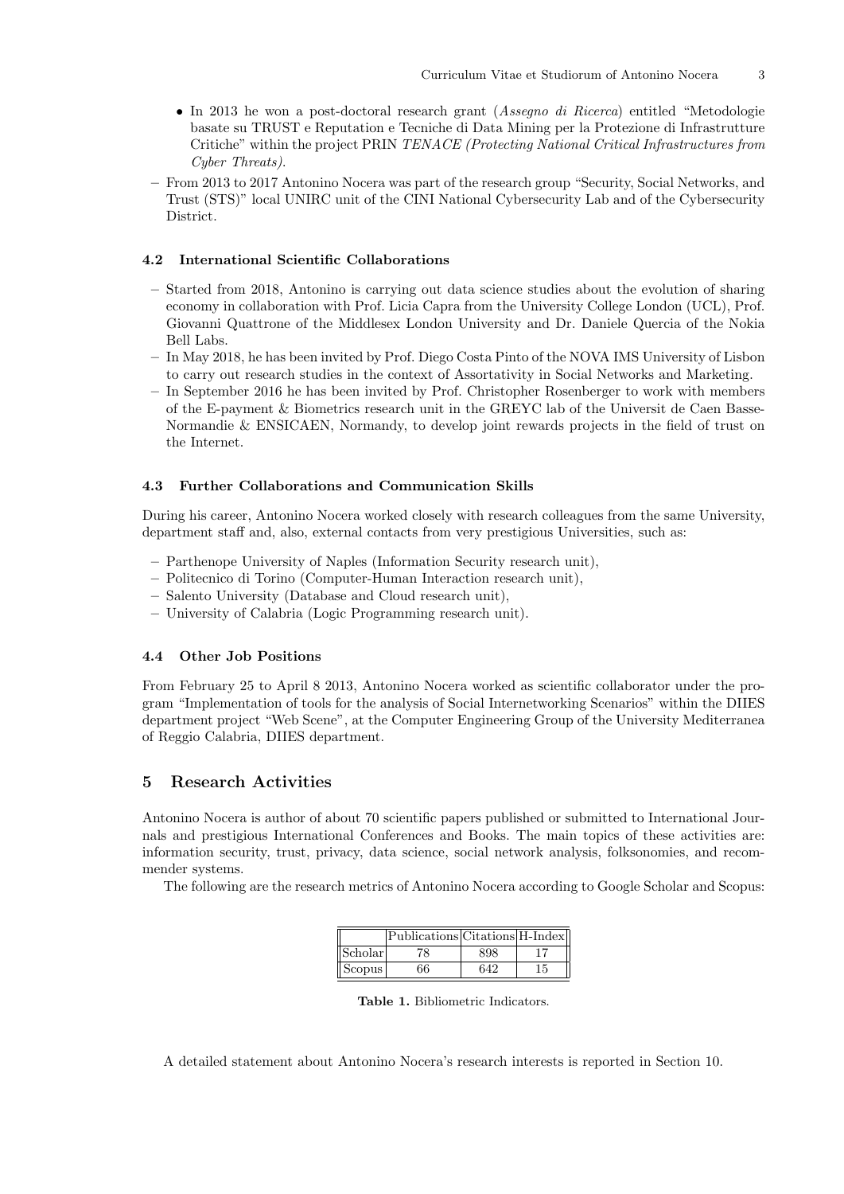- In 2013 he won a post-doctoral research grant (*Assegno di Ricerca*) entitled "Metodologie basate su TRUST e Reputation e Tecniche di Data Mining per la Protezione di Infrastrutture Critiche" within the project PRIN *TENACE (Protecting National Critical Infrastructures from Cyber Threats)*.

– From 2013 to 2017 Antonino Nocera was part of the research group "Security, Social Networks, and Trust (STS)" local UNIRC unit of the CINI National Cybersecurity Lab and of the Cybersecurity District.

### 4.2 International Scientific Collaborations

– Started from 2018, Antonino is carrying out data science studies about the evolution of sharing economy in collaboration with Prof. Licia Capra from the University College London (UCL), Prof. Giovanni Quattrone of the Middlesex London University and Dr. Daniele Quercia of the Nokia Bell Labs.
– In May 2018, he has been invited by Prof. Diego Costa Pinto of the NOVA IMS University of Lisbon to carry out research studies in the context of Assortativity in Social Networks and Marketing.
– In September 2016 he has been invited by Prof. Christopher Rosenberger to work with members of the E-payment & Biometrics research unit in the GREYC lab of the Universit de Caen Basse-Normandie & ENSICAEN, Normandy, to develop joint rewards projects in the field of trust on the Internet.

### 4.3 Further Collaborations and Communication Skills

During his career, Antonino Nocera worked closely with research colleagues from the same University, department staff and, also, external contacts from very prestigious Universities, such as:

– Parthenope University of Naples (Information Security research unit),
– Politecnico di Torino (Computer-Human Interaction research unit),
– Salento University (Database and Cloud research unit),
– University of Calabria (Logic Programming research unit).

### 4.4 Other Job Positions

From February 25 to April 8 2013, Antonino Nocera worked as scientific collaborator under the program "Implementation of tools for the analysis of Social Internetworking Scenarios" within the DIIES department project "Web Scene", at the Computer Engineering Group of the University Mediterranea of Reggio Calabria, DIIES department.

## 5 Research Activities

Antonino Nocera is author of about 70 scientific papers published or submitted to International Journals and prestigious International Conferences and Books. The main topics of these activities are: information security, trust, privacy, data science, social network analysis, folksonomies, and recommender systems.

The following are the research metrics of Antonino Nocera according to Google Scholar and Scopus:

| | Publications | Citations | H-Index |
|---|---|---|---|
| Scholar | 78 | 898 | 17 |
| Scopus | 66 | 642 | 15 |

**Table 1.** Bibliometric Indicators.

A detailed statement about Antonino Nocera's research interests is reported in Section 10.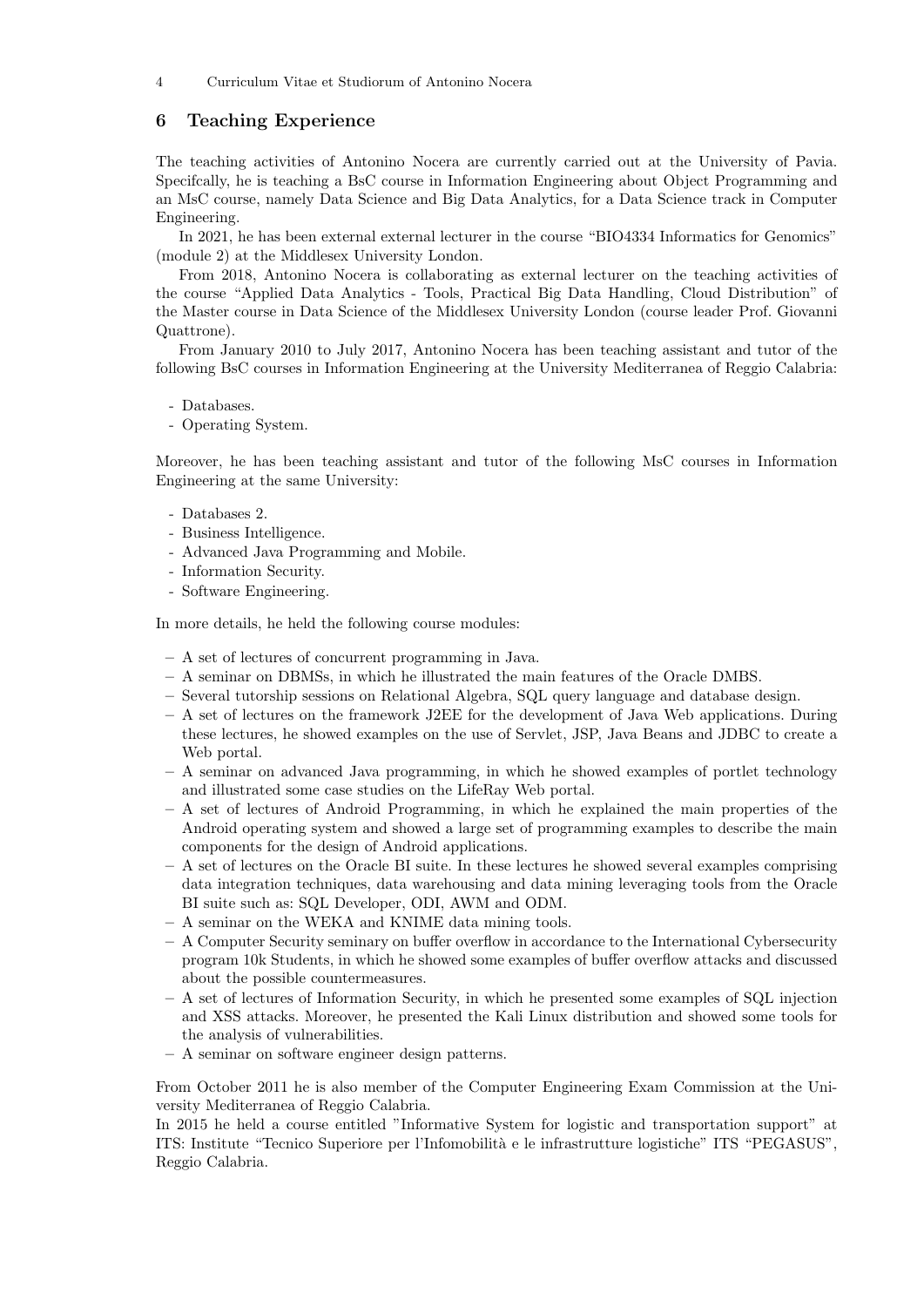## 6 Teaching Experience

The teaching activities of Antonino Nocera are currently carried out at the University of Pavia. Specifcally, he is teaching a BsC course in Information Engineering about Object Programming and an MsC course, namely Data Science and Big Data Analytics, for a Data Science track in Computer Engineering.

In 2021, he has been external external lecturer in the course "BIO4334 Informatics for Genomics" (module 2) at the Middlesex University London.

From 2018, Antonino Nocera is collaborating as external lecturer on the teaching activities of the course "Applied Data Analytics - Tools, Practical Big Data Handling, Cloud Distribution" of the Master course in Data Science of the Middlesex University London (course leader Prof. Giovanni Quattrone).

From January 2010 to July 2017, Antonino Nocera has been teaching assistant and tutor of the following BsC courses in Information Engineering at the University Mediterranea of Reggio Calabria:

- Databases.
- Operating System.

Moreover, he has been teaching assistant and tutor of the following MsC courses in Information Engineering at the same University:

- Databases 2.
- Business Intelligence.
- Advanced Java Programming and Mobile.
- Information Security.
- Software Engineering.

In more details, he held the following course modules:

– A set of lectures of concurrent programming in Java.
– A seminar on DBMSs, in which he illustrated the main features of the Oracle DMBS.
– Several tutorship sessions on Relational Algebra, SQL query language and database design.
– A set of lectures on the framework J2EE for the development of Java Web applications. During these lectures, he showed examples on the use of Servlet, JSP, Java Beans and JDBC to create a Web portal.
– A seminar on advanced Java programming, in which he showed examples of portlet technology and illustrated some case studies on the LifeRay Web portal.
– A set of lectures of Android Programming, in which he explained the main properties of the Android operating system and showed a large set of programming examples to describe the main components for the design of Android applications.
– A set of lectures on the Oracle BI suite. In these lectures he showed several examples comprising data integration techniques, data warehousing and data mining leveraging tools from the Oracle BI suite such as: SQL Developer, ODI, AWM and ODM.
– A seminar on the WEKA and KNIME data mining tools.
– A Computer Security seminary on buffer overflow in accordance to the International Cybersecurity program 10k Students, in which he showed some examples of buffer overflow attacks and discussed about the possible countermeasures.
– A set of lectures of Information Security, in which he presented some examples of SQL injection and XSS attacks. Moreover, he presented the Kali Linux distribution and showed some tools for the analysis of vulnerabilities.
– A seminar on software engineer design patterns.

From October 2011 he is also member of the Computer Engineering Exam Commission at the University Mediterranea of Reggio Calabria.
In 2015 he held a course entitled "Informative System for logistic and transportation support" at ITS: Institute "Tecnico Superiore per l'Infomobilità e le infrastrutture logistiche" ITS "PEGASUS", Reggio Calabria.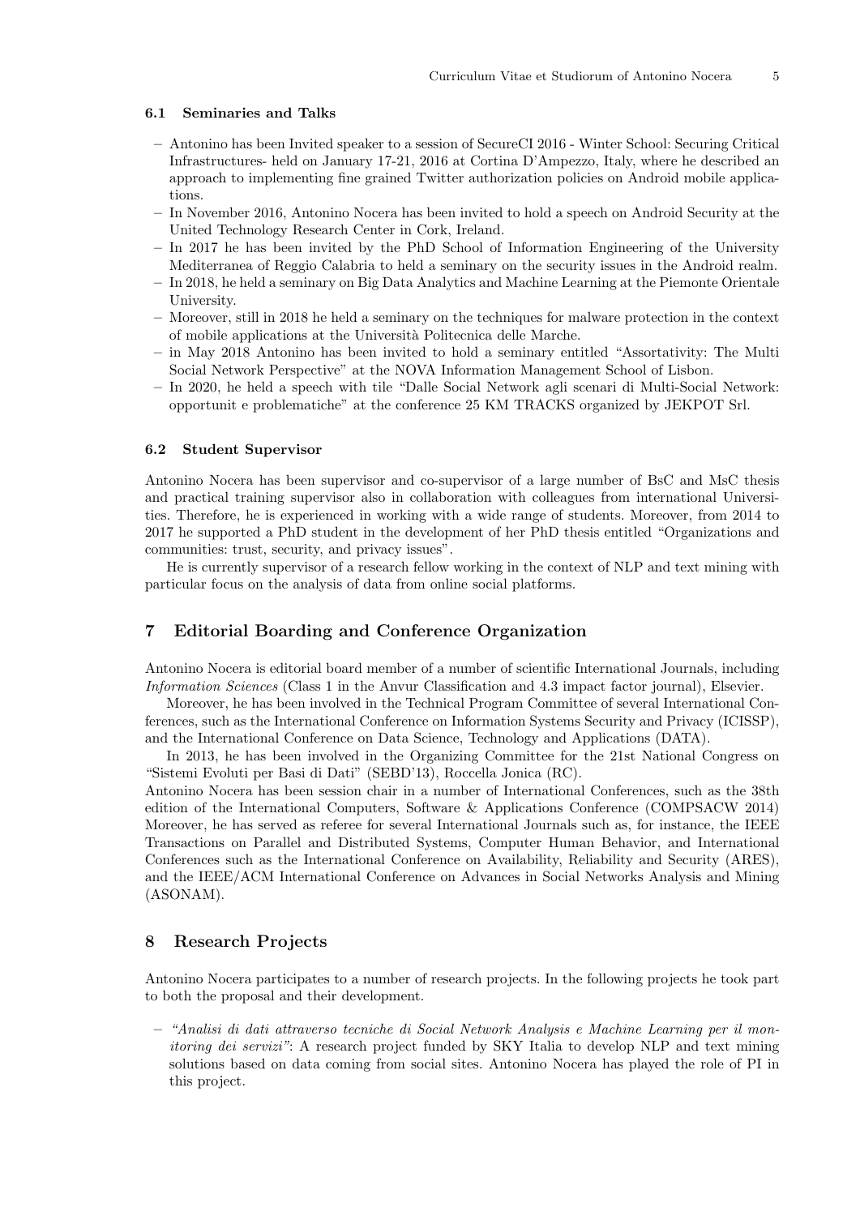### 6.1 Seminaries and Talks

- Antonino has been Invited speaker to a session of SecureCI 2016 - Winter School: Securing Critical Infrastructures- held on January 17-21, 2016 at Cortina D'Ampezzo, Italy, where he described an approach to implementing fine grained Twitter authorization policies on Android mobile applications.
- In November 2016, Antonino Nocera has been invited to hold a speech on Android Security at the United Technology Research Center in Cork, Ireland.
- In 2017 he has been invited by the PhD School of Information Engineering of the University Mediterranea of Reggio Calabria to held a seminary on the security issues in the Android realm.
- In 2018, he held a seminary on Big Data Analytics and Machine Learning at the Piemonte Orientale University.
- Moreover, still in 2018 he held a seminary on the techniques for malware protection in the context of mobile applications at the Università Politecnica delle Marche.
- in May 2018 Antonino has been invited to hold a seminary entitled "Assortativity: The Multi Social Network Perspective" at the NOVA Information Management School of Lisbon.
- In 2020, he held a speech with tile "Dalle Social Network agli scenari di Multi-Social Network: opportunit e problematiche" at the conference 25 KM TRACKS organized by JEKPOT Srl.

### 6.2 Student Supervisor

Antonino Nocera has been supervisor and co-supervisor of a large number of BsC and MsC thesis and practical training supervisor also in collaboration with colleagues from international Universities. Therefore, he is experienced in working with a wide range of students. Moreover, from 2014 to 2017 he supported a PhD student in the development of her PhD thesis entitled "Organizations and communities: trust, security, and privacy issues".

He is currently supervisor of a research fellow working in the context of NLP and text mining with particular focus on the analysis of data from online social platforms.

## 7 Editorial Boarding and Conference Organization

Antonino Nocera is editorial board member of a number of scientific International Journals, including *Information Sciences* (Class 1 in the Anvur Classification and 4.3 impact factor journal), Elsevier.

Moreover, he has been involved in the Technical Program Committee of several International Conferences, such as the International Conference on Information Systems Security and Privacy (ICISSP), and the International Conference on Data Science, Technology and Applications (DATA).

In 2013, he has been involved in the Organizing Committee for the 21st National Congress on "Sistemi Evoluti per Basi di Dati" (SEBD'13), Roccella Jonica (RC).
Antonino Nocera has been session chair in a number of International Conferences, such as the 38th edition of the International Computers, Software & Applications Conference (COMPSACW 2014) Moreover, he has served as referee for several International Journals such as, for instance, the IEEE Transactions on Parallel and Distributed Systems, Computer Human Behavior, and International Conferences such as the International Conference on Availability, Reliability and Security (ARES), and the IEEE/ACM International Conference on Advances in Social Networks Analysis and Mining (ASONAM).

## 8 Research Projects

Antonino Nocera participates to a number of research projects. In the following projects he took part to both the proposal and their development.

- *"Analisi di dati attraverso tecniche di Social Network Analysis e Machine Learning per il monitoring dei servizi"*: A research project funded by SKY Italia to develop NLP and text mining solutions based on data coming from social sites. Antonino Nocera has played the role of PI in this project.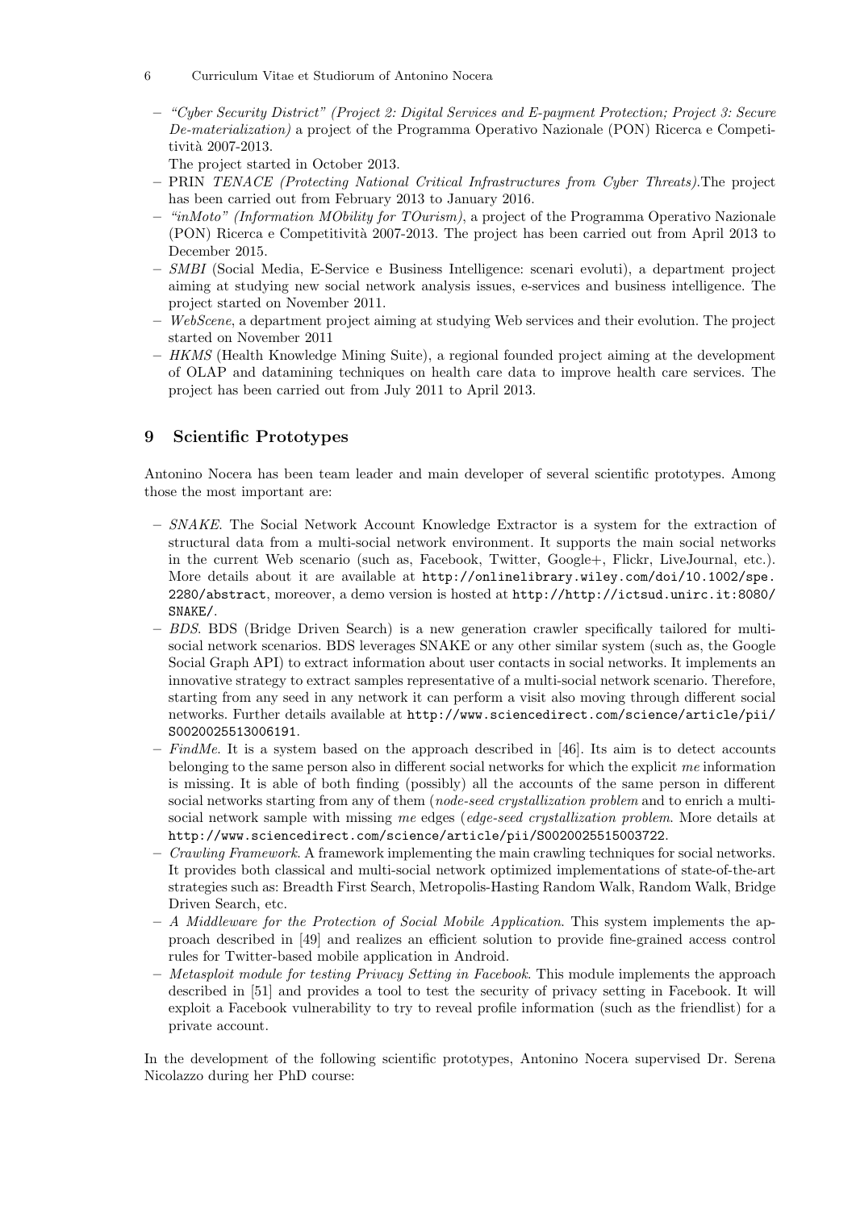- *"Cyber Security District" (Project 2: Digital Services and E-payment Protection; Project 3: Secure De-materialization)* a project of the Programma Operativo Nazionale (PON) Ricerca e Competitività 2007-2013.
  The project started in October 2013.
- PRIN *TENACE (Protecting National Critical Infrastructures from Cyber Threats)*.The project has been carried out from February 2013 to January 2016.
- *"inMoto" (Information MObility for TOurism)*, a project of the Programma Operativo Nazionale (PON) Ricerca e Competitività 2007-2013. The project has been carried out from April 2013 to December 2015.
- *SMBI* (Social Media, E-Service e Business Intelligence: scenari evoluti), a department project aiming at studying new social network analysis issues, e-services and business intelligence. The project started on November 2011.
- *WebScene*, a department project aiming at studying Web services and their evolution. The project started on November 2011
- *HKMS* (Health Knowledge Mining Suite), a regional founded project aiming at the development of OLAP and datamining techniques on health care data to improve health care services. The project has been carried out from July 2011 to April 2013.

## 9 Scientific Prototypes

Antonino Nocera has been team leader and main developer of several scientific prototypes. Among those the most important are:

- *SNAKE*. The Social Network Account Knowledge Extractor is a system for the extraction of structural data from a multi-social network environment. It supports the main social networks in the current Web scenario (such as, Facebook, Twitter, Google+, Flickr, LiveJournal, etc.). More details about it are available at `http://onlinelibrary.wiley.com/doi/10.1002/spe.2280/abstract`, moreover, a demo version is hosted at `http://http://ictsud.unirc.it:8080/SNAKE/`.
- *BDS*. BDS (Bridge Driven Search) is a new generation crawler specifically tailored for multi-social network scenarios. BDS leverages SNAKE or any other similar system (such as, the Google Social Graph API) to extract information about user contacts in social networks. It implements an innovative strategy to extract samples representative of a multi-social network scenario. Therefore, starting from any seed in any network it can perform a visit also moving through different social networks. Further details available at `http://www.sciencedirect.com/science/article/pii/S0020025513006191`.
- *FindMe*. It is a system based on the approach described in [46]. Its aim is to detect accounts belonging to the same person also in different social networks for which the explicit *me* information is missing. It is able of both finding (possibly) all the accounts of the same person in different social networks starting from any of them (*node-seed crystallization problem* and to enrich a multi-social network sample with missing *me* edges (*edge-seed crystallization problem*. More details at `http://www.sciencedirect.com/science/article/pii/S0020025515003722`.
- *Crawling Framework*. A framework implementing the main crawling techniques for social networks. It provides both classical and multi-social network optimized implementations of state-of-the-art strategies such as: Breadth First Search, Metropolis-Hasting Random Walk, Random Walk, Bridge Driven Search, etc.
- *A Middleware for the Protection of Social Mobile Application*. This system implements the approach described in [49] and realizes an efficient solution to provide fine-grained access control rules for Twitter-based mobile application in Android.
- *Metasploit module for testing Privacy Setting in Facebook*. This module implements the approach described in [51] and provides a tool to test the security of privacy setting in Facebook. It will exploit a Facebook vulnerability to try to reveal profile information (such as the friendlist) for a private account.

In the development of the following scientific prototypes, Antonino Nocera supervised Dr. Serena Nicolazzo during her PhD course: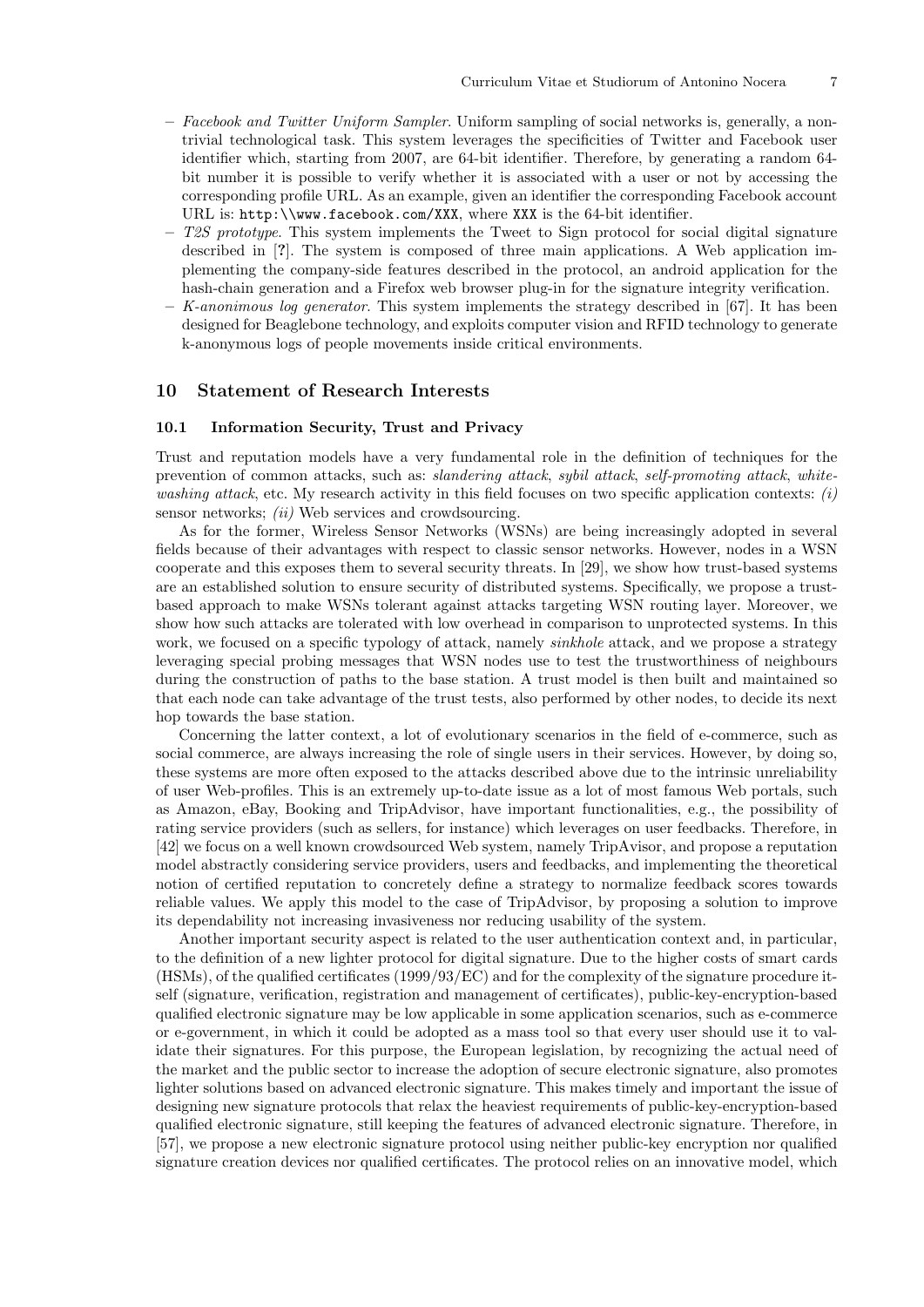- *Facebook and Twitter Uniform Sampler*. Uniform sampling of social networks is, generally, a non-trivial technological task. This system leverages the specificities of Twitter and Facebook user identifier which, starting from 2007, are 64-bit identifier. Therefore, by generating a random 64-bit number it is possible to verify whether it is associated with a user or not by accessing the corresponding profile URL. As an example, given an identifier the corresponding Facebook account URL is: `http:\\www.facebook.com/XXX`, where `XXX` is the 64-bit identifier.
- *T2S prototype*. This system implements the Tweet to Sign protocol for social digital signature described in [**?**]. The system is composed of three main applications. A Web application implementing the company-side features described in the protocol, an android application for the hash-chain generation and a Firefox web browser plug-in for the signature integrity verification.
- *K-anonimous log generator*. This system implements the strategy described in [67]. It has been designed for Beaglebone technology, and exploits computer vision and RFID technology to generate k-anonymous logs of people movements inside critical environments.

## 10 Statement of Research Interests

### 10.1 Information Security, Trust and Privacy

Trust and reputation models have a very fundamental role in the definition of techniques for the prevention of common attacks, such as: *slandering attack*, *sybil attack*, *self-promoting attack*, *white-washing attack*, etc. My research activity in this field focuses on two specific application contexts: *(i)* sensor networks; *(ii)* Web services and crowdsourcing.

As for the former, Wireless Sensor Networks (WSNs) are being increasingly adopted in several fields because of their advantages with respect to classic sensor networks. However, nodes in a WSN cooperate and this exposes them to several security threats. In [29], we show how trust-based systems are an established solution to ensure security of distributed systems. Specifically, we propose a trust-based approach to make WSNs tolerant against attacks targeting WSN routing layer. Moreover, we show how such attacks are tolerated with low overhead in comparison to unprotected systems. In this work, we focused on a specific typology of attack, namely *sinkhole* attack, and we propose a strategy leveraging special probing messages that WSN nodes use to test the trustworthiness of neighbours during the construction of paths to the base station. A trust model is then built and maintained so that each node can take advantage of the trust tests, also performed by other nodes, to decide its next hop towards the base station.

Concerning the latter context, a lot of evolutionary scenarios in the field of e-commerce, such as social commerce, are always increasing the role of single users in their services. However, by doing so, these systems are more often exposed to the attacks described above due to the intrinsic unreliability of user Web-profiles. This is an extremely up-to-date issue as a lot of most famous Web portals, such as Amazon, eBay, Booking and TripAdvisor, have important functionalities, e.g., the possibility of rating service providers (such as sellers, for instance) which leverages on user feedbacks. Therefore, in [42] we focus on a well known crowdsourced Web system, namely TripAvisor, and propose a reputation model abstractly considering service providers, users and feedbacks, and implementing the theoretical notion of certified reputation to concretely define a strategy to normalize feedback scores towards reliable values. We apply this model to the case of TripAvisor, by proposing a solution to improve its dependability not increasing invasiveness nor reducing usability of the system.

Another important security aspect is related to the user authentication context and, in particular, to the definition of a new lighter protocol for digital signature. Due to the higher costs of smart cards (HSMs), of the qualified certificates (1999/93/EC) and for the complexity of the signature procedure itself (signature, verification, registration and management of certificates), public-key-encryption-based qualified electronic signature may be low applicable in some application scenarios, such as e-commerce or e-government, in which it could be adopted as a mass tool so that every user should use it to validate their signatures. For this purpose, the European legislation, by recognizing the actual need of the market and the public sector to increase the adoption of secure electronic signature, also promotes lighter solutions based on advanced electronic signature. This makes timely and important the issue of designing new signature protocols that relax the heaviest requirements of public-key-encryption-based qualified electronic signature, still keeping the features of advanced electronic signature. Therefore, in [57], we propose a new electronic signature protocol using neither public-key encryption nor qualified signature creation devices nor qualified certificates. The protocol relies on an innovative model, which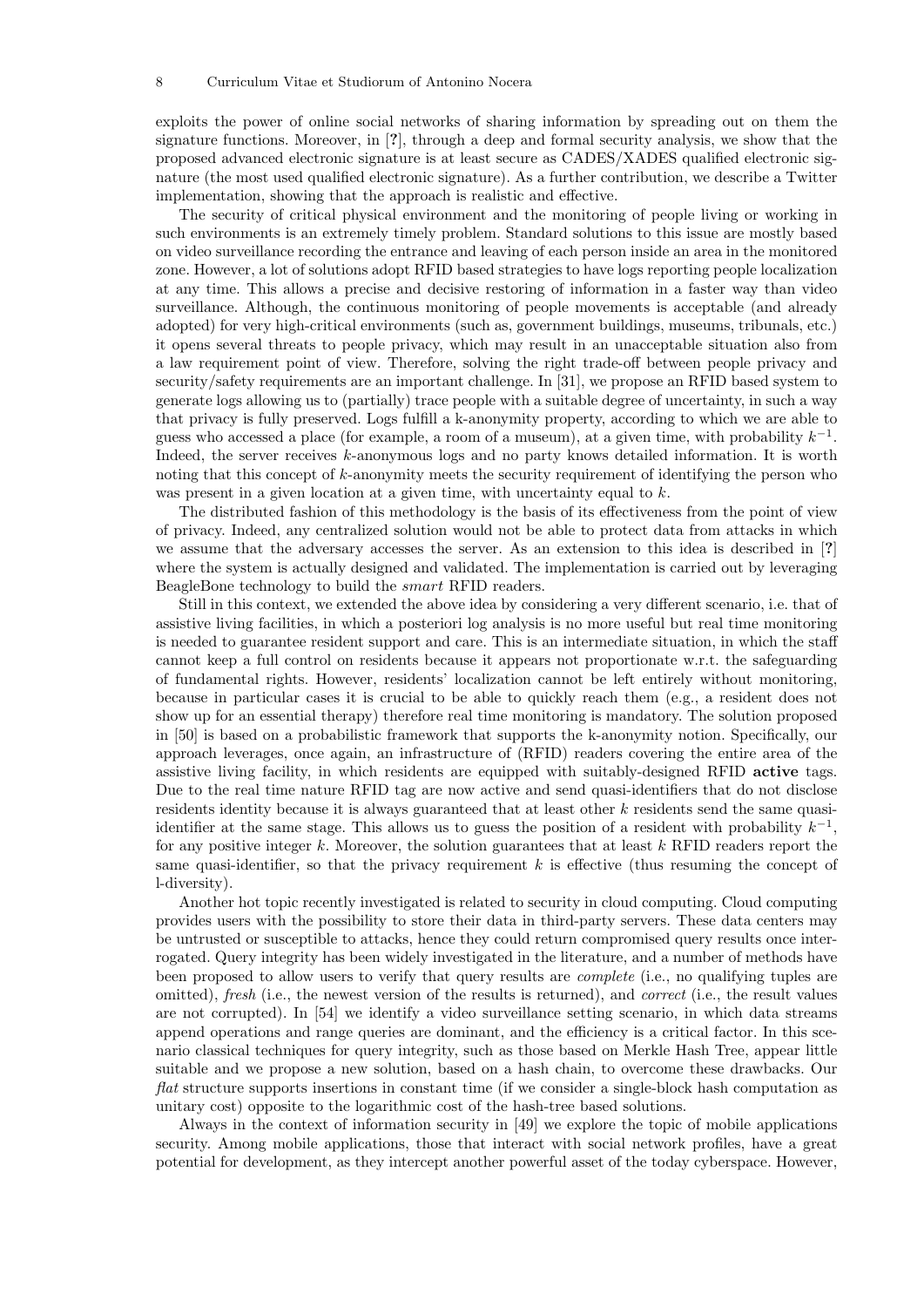exploits the power of online social networks of sharing information by spreading out on them the signature functions. Moreover, in [**?**], through a deep and formal security analysis, we show that the proposed advanced electronic signature is at least secure as CADES/XADES qualified electronic signature (the most used qualified electronic signature). As a further contribution, we describe a Twitter implementation, showing that the approach is realistic and effective.

The security of critical physical environment and the monitoring of people living or working in such environments is an extremely timely problem. Standard solutions to this issue are mostly based on video surveillance recording the entrance and leaving of each person inside an area in the monitored zone. However, a lot of solutions adopt RFID based strategies to have logs reporting people localization at any time. This allows a precise and decisive restoring of information in a faster way than video surveillance. Although, the continuous monitoring of people movements is acceptable (and already adopted) for very high-critical environments (such as, government buildings, museums, tribunals, etc.) it opens several threats to people privacy, which may result in an unacceptable situation also from a law requirement point of view. Therefore, solving the right trade-off between people privacy and security/safety requirements are an important challenge. In [31], we propose an RFID based system to generate logs allowing us to (partially) trace people with a suitable degree of uncertainty, in such a way that privacy is fully preserved. Logs fulfill a k-anonymity property, according to which we are able to guess who accessed a place (for example, a room of a museum), at a given time, with probability $k^{-1}$. Indeed, the server receives $k$-anonymous logs and no party knows detailed information. It is worth noting that this concept of $k$-anonymity meets the security requirement of identifying the person who was present in a given location at a given time, with uncertainty equal to $k$.

The distributed fashion of this methodology is the basis of its effectiveness from the point of view of privacy. Indeed, any centralized solution would not be able to protect data from attacks in which we assume that the adversary accesses the server. As an extension to this idea is described in [**?**] where the system is actually designed and validated. The implementation is carried out by leveraging BeagleBone technology to build the *smart* RFID readers.

Still in this context, we extended the above idea by considering a very different scenario, i.e. that of assistive living facilities, in which a posteriori log analysis is no more useful but real time monitoring is needed to guarantee resident support and care. This is an intermediate situation, in which the staff cannot keep a full control on residents because it appears not proportionate w.r.t. the safeguarding of fundamental rights. However, residents' localization cannot be left entirely without monitoring, because in particular cases it is crucial to be able to quickly reach them (e.g., a resident does not show up for an essential therapy) therefore real time monitoring is mandatory. The solution proposed in [50] is based on a probabilistic framework that supports the k-anonymity notion. Specifically, our approach leverages, once again, an infrastructure of (RFID) readers covering the entire area of the assistive living facility, in which residents are equipped with suitably-designed RFID **active** tags. Due to the real time nature RFID tag are now active and send quasi-identifiers that do not disclose residents identity because it is always guaranteed that at least other $k$ residents send the same quasi-identifier at the same stage. This allows us to guess the position of a resident with probability $k^{-1}$, for any positive integer $k$. Moreover, the solution guarantees that at least $k$ RFID readers report the same quasi-identifier, so that the privacy requirement $k$ is effective (thus resuming the concept of l-diversity).

Another hot topic recently investigated is related to security in cloud computing. Cloud computing provides users with the possibility to store their data in third-party servers. These data centers may be untrusted or susceptible to attacks, hence they could return compromised query results once interrogated. Query integrity has been widely investigated in the literature, and a number of methods have been proposed to allow users to verify that query results are *complete* (i.e., no qualifying tuples are omitted), *fresh* (i.e., the newest version of the results is returned), and *correct* (i.e., the result values are not corrupted). In [54] we identify a video surveillance setting scenario, in which data streams append operations and range queries are dominant, and the efficiency is a critical factor. In this scenario classical techniques for query integrity, such as those based on Merkle Hash Tree, appear little suitable and we propose a new solution, based on a hash chain, to overcome these drawbacks. Our *flat* structure supports insertions in constant time (if we consider a single-block hash computation as unitary cost) opposite to the logarithmic cost of the hash-tree based solutions.

Always in the context of information security in [49] we explore the topic of mobile applications security. Among mobile applications, those that interact with social network profiles, have a great potential for development, as they intercept another powerful asset of the today cyberspace. However,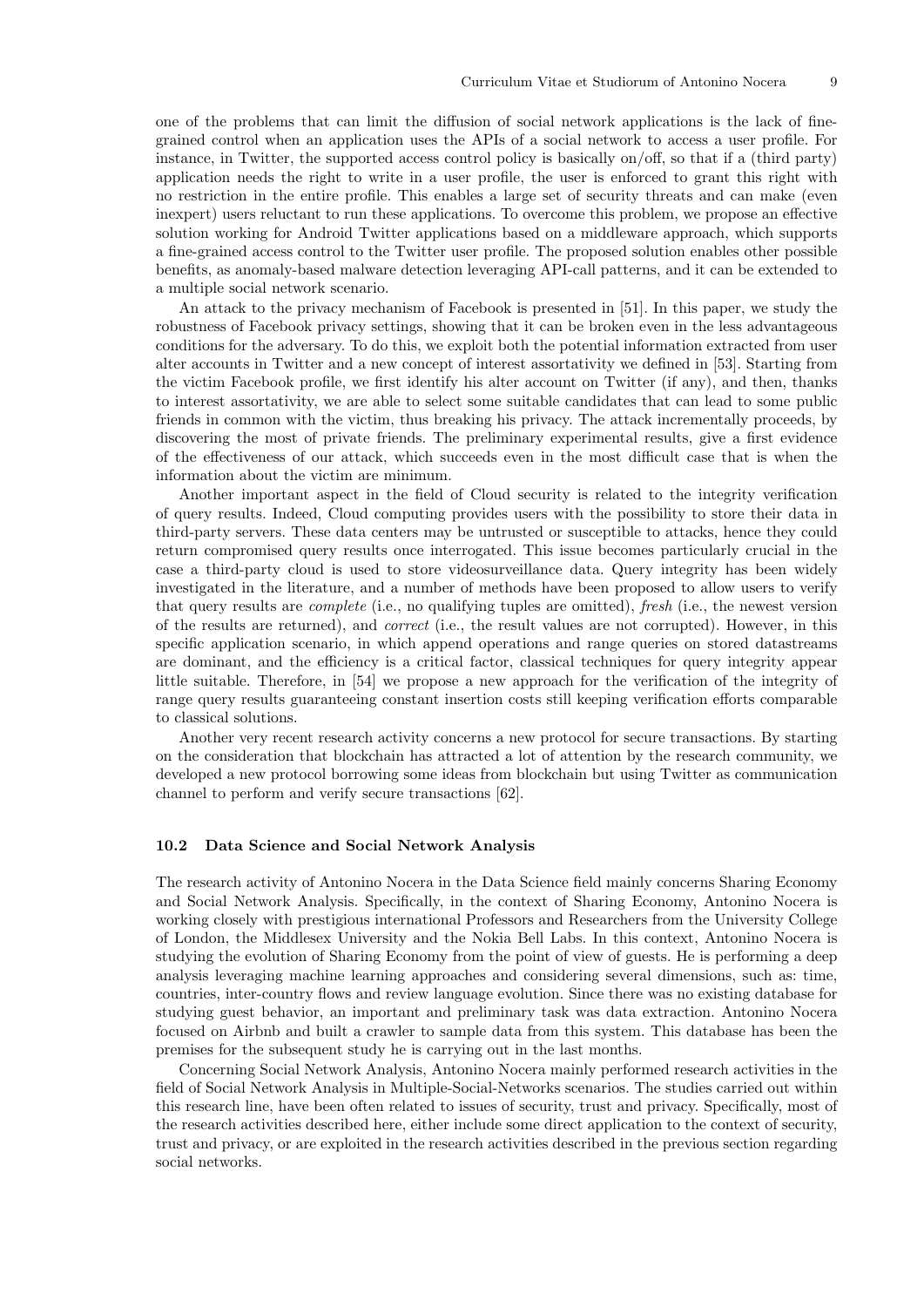one of the problems that can limit the diffusion of social network applications is the lack of fine-grained control when an application uses the APIs of a social network to access a user profile. For instance, in Twitter, the supported access control policy is basically on/off, so that if a (third party) application needs the right to write in a user profile, the user is enforced to grant this right with no restriction in the entire profile. This enables a large set of security threats and can make (even inexpert) users reluctant to run these applications. To overcome this problem, we propose an effective solution working for Android Twitter applications based on a middleware approach, which supports a fine-grained access control to the Twitter user profile. The proposed solution enables other possible benefits, as anomaly-based malware detection leveraging API-call patterns, and it can be extended to a multiple social network scenario.

An attack to the privacy mechanism of Facebook is presented in [51]. In this paper, we study the robustness of Facebook privacy settings, showing that it can be broken even in the less advantageous conditions for the adversary. To do this, we exploit both the potential information extracted from user alter accounts in Twitter and a new concept of interest assortativity we defined in [53]. Starting from the victim Facebook profile, we first identify his alter account on Twitter (if any), and then, thanks to interest assortativity, we are able to select some suitable candidates that can lead to some public friends in common with the victim, thus breaking his privacy. The attack incrementally proceeds, by discovering the most of private friends. The preliminary experimental results, give a first evidence of the effectiveness of our attack, which succeeds even in the most difficult case that is when the information about the victim are minimum.

Another important aspect in the field of Cloud security is related to the integrity verification of query results. Indeed, Cloud computing provides users with the possibility to store their data in third-party servers. These data centers may be untrusted or susceptible to attacks, hence they could return compromised query results once interrogated. This issue becomes particularly crucial in the case a third-party cloud is used to store videosurveillance data. Query integrity has been widely investigated in the literature, and a number of methods have been proposed to allow users to verify that query results are *complete* (i.e., no qualifying tuples are omitted), *fresh* (i.e., the newest version of the results are returned), and *correct* (i.e., the result values are not corrupted). However, in this specific application scenario, in which append operations and range queries on stored datastreams are dominant, and the efficiency is a critical factor, classical techniques for query integrity appear little suitable. Therefore, in [54] we propose a new approach for the verification of the integrity of range query results guaranteeing constant insertion costs still keeping verification efforts comparable to classical solutions.

Another very recent research activity concerns a new protocol for secure transactions. By starting on the consideration that blockchain has attracted a lot of attention by the research community, we developed a new protocol borrowing some ideas from blockchain but using Twitter as communication channel to perform and verify secure transactions [62].

### 10.2 Data Science and Social Network Analysis

The research activity of Antonino Nocera in the Data Science field mainly concerns Sharing Economy and Social Network Analysis. Specifically, in the context of Sharing Economy, Antonino Nocera is working closely with prestigious international Professors and Researchers from the University College of London, the Middlesex University and the Nokia Bell Labs. In this context, Antonino Nocera is studying the evolution of Sharing Economy from the point of view of guests. He is performing a deep analysis leveraging machine learning approaches and considering several dimensions, such as: time, countries, inter-country flows and review language evolution. Since there was no existing database for studying guest behavior, an important and preliminary task was data extraction. Antonino Nocera focused on Airbnb and built a crawler to sample data from this system. This database has been the premises for the subsequent study he is carrying out in the last months.

Concerning Social Network Analysis, Antonino Nocera mainly performed research activities in the field of Social Network Analysis in Multiple-Social-Networks scenarios. The studies carried out within this research line, have been often related to issues of security, trust and privacy. Specifically, most of the research activities described here, either include some direct application to the context of security, trust and privacy, or are exploited in the research activities described in the previous section regarding social networks.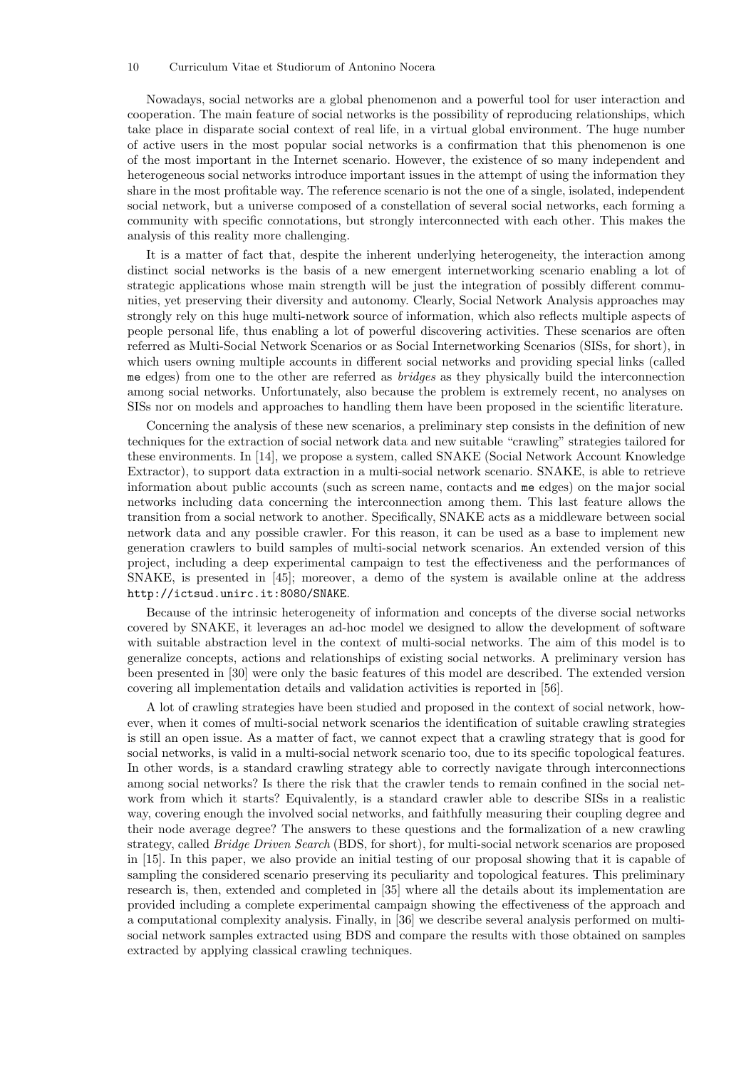Nowadays, social networks are a global phenomenon and a powerful tool for user interaction and cooperation. The main feature of social networks is the possibility of reproducing relationships, which take place in disparate social context of real life, in a virtual global environment. The huge number of active users in the most popular social networks is a confirmation that this phenomenon is one of the most important in the Internet scenario. However, the existence of so many independent and heterogeneous social networks introduce important issues in the attempt of using the information they share in the most profitable way. The reference scenario is not the one of a single, isolated, independent social network, but a universe composed of a constellation of several social networks, each forming a community with specific connotations, but strongly interconnected with each other. This makes the analysis of this reality more challenging.

It is a matter of fact that, despite the inherent underlying heterogeneity, the interaction among distinct social networks is the basis of a new emergent internetworking scenario enabling a lot of strategic applications whose main strength will be just the integration of possibly different communities, yet preserving their diversity and autonomy. Clearly, Social Network Analysis approaches may strongly rely on this huge multi-network source of information, which also reflects multiple aspects of people personal life, thus enabling a lot of powerful discovering activities. These scenarios are often referred as Multi-Social Network Scenarios or as Social Internetworking Scenarios (SISs, for short), in which users owning multiple accounts in different social networks and providing special links (called `me` edges) from one to the other are referred as *bridges* as they physically build the interconnection among social networks. Unfortunately, also because the problem is extremely recent, no analyses on SISs nor on models and approaches to handling them have been proposed in the scientific literature.

Concerning the analysis of these new scenarios, a preliminary step consists in the definition of new techniques for the extraction of social network data and new suitable "crawling" strategies tailored for these environments. In [14], we propose a system, called SNAKE (Social Network Account Knowledge Extractor), to support data extraction in a multi-social network scenario. SNAKE, is able to retrieve information about public accounts (such as screen name, contacts and `me` edges) on the major social networks including data concerning the interconnection among them. This last feature allows the transition from a social network to another. Specifically, SNAKE acts as a middleware between social network data and any possible crawler. For this reason, it can be used as a base to implement new generation crawlers to build samples of multi-social network scenarios. An extended version of this project, including a deep experimental campaign to test the effectiveness and the performances of SNAKE, is presented in [45]; moreover, a demo of the system is available online at the address `http://ictsud.unirc.it:8080/SNAKE`.

Because of the intrinsic heterogeneity of information and concepts of the diverse social networks covered by SNAKE, it leverages an ad-hoc model we designed to allow the development of software with suitable abstraction level in the context of multi-social networks. The aim of this model is to generalize concepts, actions and relationships of existing social networks. A preliminary version has been presented in [30] were only the basic features of this model are described. The extended version covering all implementation details and validation activities is reported in [56].

A lot of crawling strategies have been studied and proposed in the context of social network, however, when it comes of multi-social network scenarios the identification of suitable crawling strategies is still an open issue. As a matter of fact, we cannot expect that a crawling strategy that is good for social networks, is valid in a multi-social network scenario too, due to its specific topological features. In other words, is a standard crawling strategy able to correctly navigate through interconnections among social networks? Is there the risk that the crawler tends to remain confined in the social network from which it starts? Equivalently, is a standard crawler able to describe SISs in a realistic way, covering enough the involved social networks, and faithfully measuring their coupling degree and their node average degree? The answers to these questions and the formalization of a new crawling strategy, called *Bridge Driven Search* (BDS, for short), for multi-social network scenarios are proposed in [15]. In this paper, we also provide an initial testing of our proposal showing that it is capable of sampling the considered scenario preserving its peculiarity and topological features. This preliminary research is, then, extended and completed in [35] where all the details about its implementation are provided including a complete experimental campaign showing the effectiveness of the approach and a computational complexity analysis. Finally, in [36] we describe several analysis performed on multi-social network samples extracted using BDS and compare the results with those obtained on samples extracted by applying classical crawling techniques.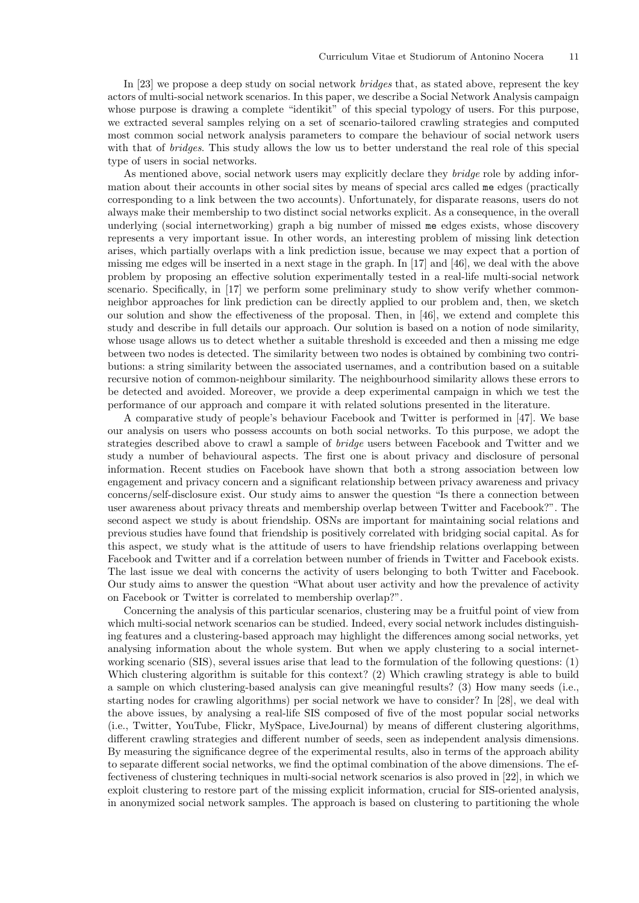In [23] we propose a deep study on social network *bridges* that, as stated above, represent the key actors of multi-social network scenarios. In this paper, we describe a Social Network Analysis campaign whose purpose is drawing a complete "identikit" of this special typology of users. For this purpose, we extracted several samples relying on a set of scenario-tailored crawling strategies and computed most common social network analysis parameters to compare the behaviour of social network users with that of *bridges*. This study allows the low us to better understand the real role of this special type of users in social networks.

As mentioned above, social network users may explicitly declare they *bridge* role by adding information about their accounts in other social sites by means of special arcs called `me` edges (practically corresponding to a link between the two accounts). Unfortunately, for disparate reasons, users do not always make their membership to two distinct social networks explicit. As a consequence, in the overall underlying (social internetworking) graph a big number of missed `me` edges exists, whose discovery represents a very important issue. In other words, an interesting problem of missing link detection arises, which partially overlaps with a link prediction issue, because we may expect that a portion of missing me edges will be inserted in a next stage in the graph. In [17] and [46], we deal with the above problem by proposing an effective solution experimentally tested in a real-life multi-social network scenario. Specifically, in [17] we perform some preliminary study to show verify whether common-neighbor approaches for link prediction can be directly applied to our problem and, then, we sketch our solution and show the effectiveness of the proposal. Then, in [46], we extend and complete this study and describe in full details our approach. Our solution is based on a notion of node similarity, whose usage allows us to detect whether a suitable threshold is exceeded and then a missing me edge between two nodes is detected. The similarity between two nodes is obtained by combining two contributions: a string similarity between the associated usernames, and a contribution based on a suitable recursive notion of common-neighbour similarity. The neighbourhood similarity allows these errors to be detected and avoided. Moreover, we provide a deep experimental campaign in which we test the performance of our approach and compare it with related solutions presented in the literature.

A comparative study of people's behaviour Facebook and Twitter is performed in [47]. We base our analysis on users who possess accounts on both social networks. To this purpose, we adopt the strategies described above to crawl a sample of *bridge* users between Facebook and Twitter and we study a number of behavioural aspects. The first one is about privacy and disclosure of personal information. Recent studies on Facebook have shown that both a strong association between low engagement and privacy concern and a significant relationship between privacy awareness and privacy concerns/self-disclosure exist. Our study aims to answer the question "Is there a connection between user awareness about privacy threats and membership overlap between Twitter and Facebook?". The second aspect we study is about friendship. OSNs are important for maintaining social relations and previous studies have found that friendship is positively correlated with bridging social capital. As for this aspect, we study what is the attitude of users to have friendship relations overlapping between Facebook and Twitter and if a correlation between number of friends in Twitter and Facebook exists. The last issue we deal with concerns the activity of users belonging to both Twitter and Facebook. Our study aims to answer the question "What about user activity and how the prevalence of activity on Facebook or Twitter is correlated to membership overlap?".

Concerning the analysis of this particular scenarios, clustering may be a fruitful point of view from which multi-social network scenarios can be studied. Indeed, every social network includes distinguishing features and a clustering-based approach may highlight the differences among social networks, yet analysing information about the whole system. But when we apply clustering to a social internetworking scenario (SIS), several issues arise that lead to the formulation of the following questions: (1) Which clustering algorithm is suitable for this context? (2) Which crawling strategy is able to build a sample on which clustering-based analysis can give meaningful results? (3) How many seeds (i.e., starting nodes for crawling algorithms) per social network we have to consider? In [28], we deal with the above issues, by analysing a real-life SIS composed of five of the most popular social networks (i.e., Twitter, YouTube, Flickr, MySpace, LiveJournal) by means of different clustering algorithms, different crawling strategies and different number of seeds, seen as independent analysis dimensions. By measuring the significance degree of the experimental results, also in terms of the approach ability to separate different social networks, we find the optimal combination of the above dimensions. The effectiveness of clustering techniques in multi-social network scenarios is also proved in [22], in which we exploit clustering to restore part of the missing explicit information, crucial for SIS-oriented analysis, in anonymized social network samples. The approach is based on clustering to partitioning the whole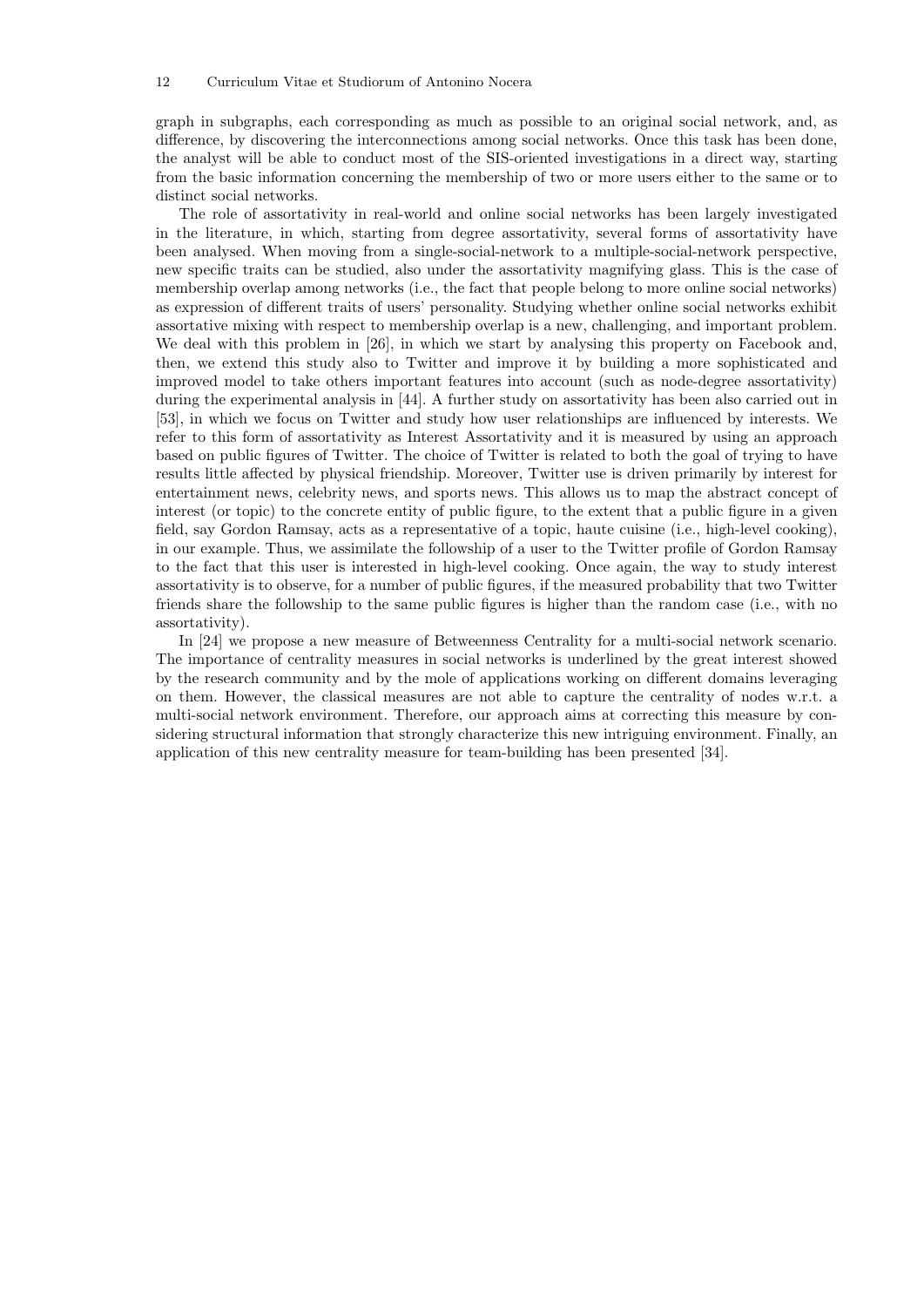graph in subgraphs, each corresponding as much as possible to an original social network, and, as difference, by discovering the interconnections among social networks. Once this task has been done, the analyst will be able to conduct most of the SIS-oriented investigations in a direct way, starting from the basic information concerning the membership of two or more users either to the same or to distinct social networks.

The role of assortativity in real-world and online social networks has been largely investigated in the literature, in which, starting from degree assortativity, several forms of assortativity have been analysed. When moving from a single-social-network to a multiple-social-network perspective, new specific traits can be studied, also under the assortativity magnifying glass. This is the case of membership overlap among networks (i.e., the fact that people belong to more online social networks) as expression of different traits of users' personality. Studying whether online social networks exhibit assortative mixing with respect to membership overlap is a new, challenging, and important problem. We deal with this problem in [26], in which we start by analysing this property on Facebook and, then, we extend this study also to Twitter and improve it by building a more sophisticated and improved model to take others important features into account (such as node-degree assortativity) during the experimental analysis in [44]. A further study on assortativity has been also carried out in [53], in which we focus on Twitter and study how user relationships are influenced by interests. We refer to this form of assortativity as Interest Assortativity and it is measured by using an approach based on public figures of Twitter. The choice of Twitter is related to both the goal of trying to have results little affected by physical friendship. Moreover, Twitter use is driven primarily by interest for entertainment news, celebrity news, and sports news. This allows us to map the abstract concept of interest (or topic) to the concrete entity of public figure, to the extent that a public figure in a given field, say Gordon Ramsay, acts as a representative of a topic, haute cuisine (i.e., high-level cooking), in our example. Thus, we assimilate the followship of a user to the Twitter profile of Gordon Ramsay to the fact that this user is interested in high-level cooking. Once again, the way to study interest assortativity is to observe, for a number of public figures, if the measured probability that two Twitter friends share the followship to the same public figures is higher than the random case (i.e., with no assortativity).

In [24] we propose a new measure of Betweenness Centrality for a multi-social network scenario. The importance of centrality measures in social networks is underlined by the great interest showed by the research community and by the mole of applications working on different domains leveraging on them. However, the classical measures are not able to capture the centrality of nodes w.r.t. a multi-social network environment. Therefore, our approach aims at correcting this measure by considering structural information that strongly characterize this new intriguing environment. Finally, an application of this new centrality measure for team-building has been presented [34].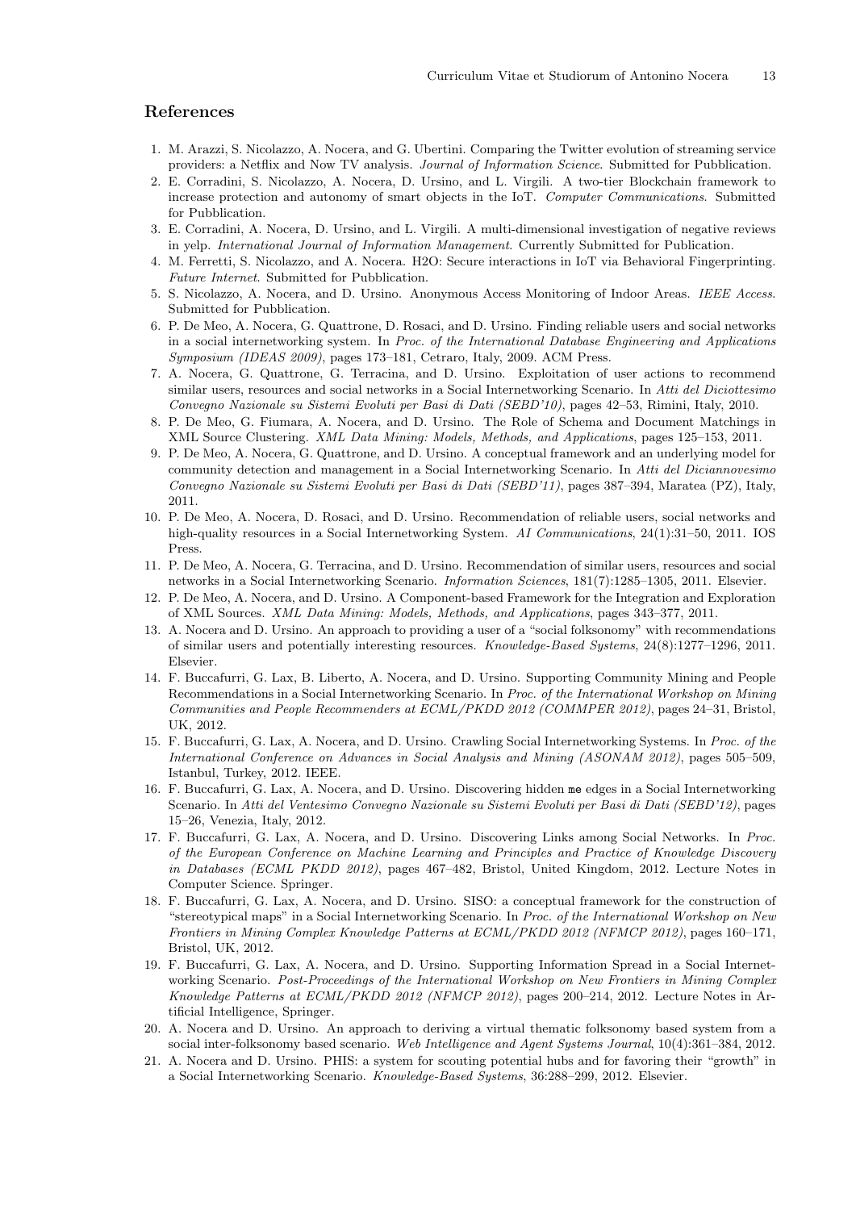## References

1. M. Arazzi, S. Nicolazzo, A. Nocera, and G. Ubertini. Comparing the Twitter evolution of streaming service providers: a Netflix and Now TV analysis. *Journal of Information Science*. Submitted for Pubblication.
2. E. Corradini, S. Nicolazzo, A. Nocera, D. Ursino, and L. Virgili. A two-tier Blockchain framework to increase protection and autonomy of smart objects in the IoT. *Computer Communications*. Submitted for Pubblication.
3. E. Corradini, A. Nocera, D. Ursino, and L. Virgili. A multi-dimensional investigation of negative reviews in yelp. *International Journal of Information Management*. Currently Submitted for Publication.
4. M. Ferretti, S. Nicolazzo, and A. Nocera. H2O: Secure interactions in IoT via Behavioral Fingerprinting. *Future Internet*. Submitted for Pubblication.
5. S. Nicolazzo, A. Nocera, and D. Ursino. Anonymous Access Monitoring of Indoor Areas. *IEEE Access*. Submitted for Pubblication.
6. P. De Meo, A. Nocera, G. Quattrone, D. Rosaci, and D. Ursino. Finding reliable users and social networks in a social internetworking system. In *Proc. of the International Database Engineering and Applications Symposium (IDEAS 2009)*, pages 173–181, Cetraro, Italy, 2009. ACM Press.
7. A. Nocera, G. Quattrone, G. Terracina, and D. Ursino. Exploitation of user actions to recommend similar users, resources and social networks in a Social Internetworking Scenario. In *Atti del Diciottesimo Convegno Nazionale su Sistemi Evoluti per Basi di Dati (SEBD'10)*, pages 42–53, Rimini, Italy, 2010.
8. P. De Meo, G. Fiumara, A. Nocera, and D. Ursino. The Role of Schema and Document Matchings in XML Source Clustering. *XML Data Mining: Models, Methods, and Applications*, pages 125–153, 2011.
9. P. De Meo, A. Nocera, G. Quattrone, and D. Ursino. A conceptual framework and an underlying model for community detection and management in a Social Internetworking Scenario. In *Atti del Diciannovesimo Convegno Nazionale su Sistemi Evoluti per Basi di Dati (SEBD'11)*, pages 387–394, Maratea (PZ), Italy, 2011.
10. P. De Meo, A. Nocera, D. Rosaci, and D. Ursino. Recommendation of reliable users, social networks and high-quality resources in a Social Internetworking System. *AI Communications*, 24(1):31–50, 2011. IOS Press.
11. P. De Meo, A. Nocera, G. Terracina, and D. Ursino. Recommendation of similar users, resources and social networks in a Social Internetworking Scenario. *Information Sciences*, 181(7):1285–1305, 2011. Elsevier.
12. P. De Meo, A. Nocera, and D. Ursino. A Component-based Framework for the Integration and Exploration of XML Sources. *XML Data Mining: Models, Methods, and Applications*, pages 343–377, 2011.
13. A. Nocera and D. Ursino. An approach to providing a user of a "social folksonomy" with recommendations of similar users and potentially interesting resources. *Knowledge-Based Systems*, 24(8):1277–1296, 2011. Elsevier.
14. F. Buccafurri, G. Lax, B. Liberto, A. Nocera, and D. Ursino. Supporting Community Mining and People Recommendations in a Social Internetworking Scenario. In *Proc. of the International Workshop on Mining Communities and People Recommenders at ECML/PKDD 2012 (COMMPER 2012)*, pages 24–31, Bristol, UK, 2012.
15. F. Buccafurri, G. Lax, A. Nocera, and D. Ursino. Crawling Social Internetworking Systems. In *Proc. of the International Conference on Advances in Social Analysis and Mining (ASONAM 2012)*, pages 505–509, Istanbul, Turkey, 2012. IEEE.
16. F. Buccafurri, G. Lax, A. Nocera, and D. Ursino. Discovering hidden `me` edges in a Social Internetworking Scenario. In *Atti del Ventesimo Convegno Nazionale su Sistemi Evoluti per Basi di Dati (SEBD'12)*, pages 15–26, Venezia, Italy, 2012.
17. F. Buccafurri, G. Lax, A. Nocera, and D. Ursino. Discovering Links among Social Networks. In *Proc. of the European Conference on Machine Learning and Principles and Practice of Knowledge Discovery in Databases (ECML PKDD 2012)*, pages 467–482, Bristol, United Kingdom, 2012. Lecture Notes in Computer Science. Springer.
18. F. Buccafurri, G. Lax, A. Nocera, and D. Ursino. SISO: a conceptual framework for the construction of "stereotypical maps" in a Social Internetworking Scenario. In *Proc. of the International Workshop on New Frontiers in Mining Complex Knowledge Patterns at ECML/PKDD 2012 (NFMCP 2012)*, pages 160–171, Bristol, UK, 2012.
19. F. Buccafurri, G. Lax, A. Nocera, and D. Ursino. Supporting Information Spread in a Social Internetworking Scenario. *Post-Proceedings of the International Workshop on New Frontiers in Mining Complex Knowledge Patterns at ECML/PKDD 2012 (NFMCP 2012)*, pages 200–214, 2012. Lecture Notes in Artificial Intelligence, Springer.
20. A. Nocera and D. Ursino. An approach to deriving a virtual thematic folksonomy based system from a social inter-folksonomy based scenario. *Web Intelligence and Agent Systems Journal*, 10(4):361–384, 2012.
21. A. Nocera and D. Ursino. PHIS: a system for scouting potential hubs and for favoring their "growth" in a Social Internetworking Scenario. *Knowledge-Based Systems*, 36:288–299, 2012. Elsevier.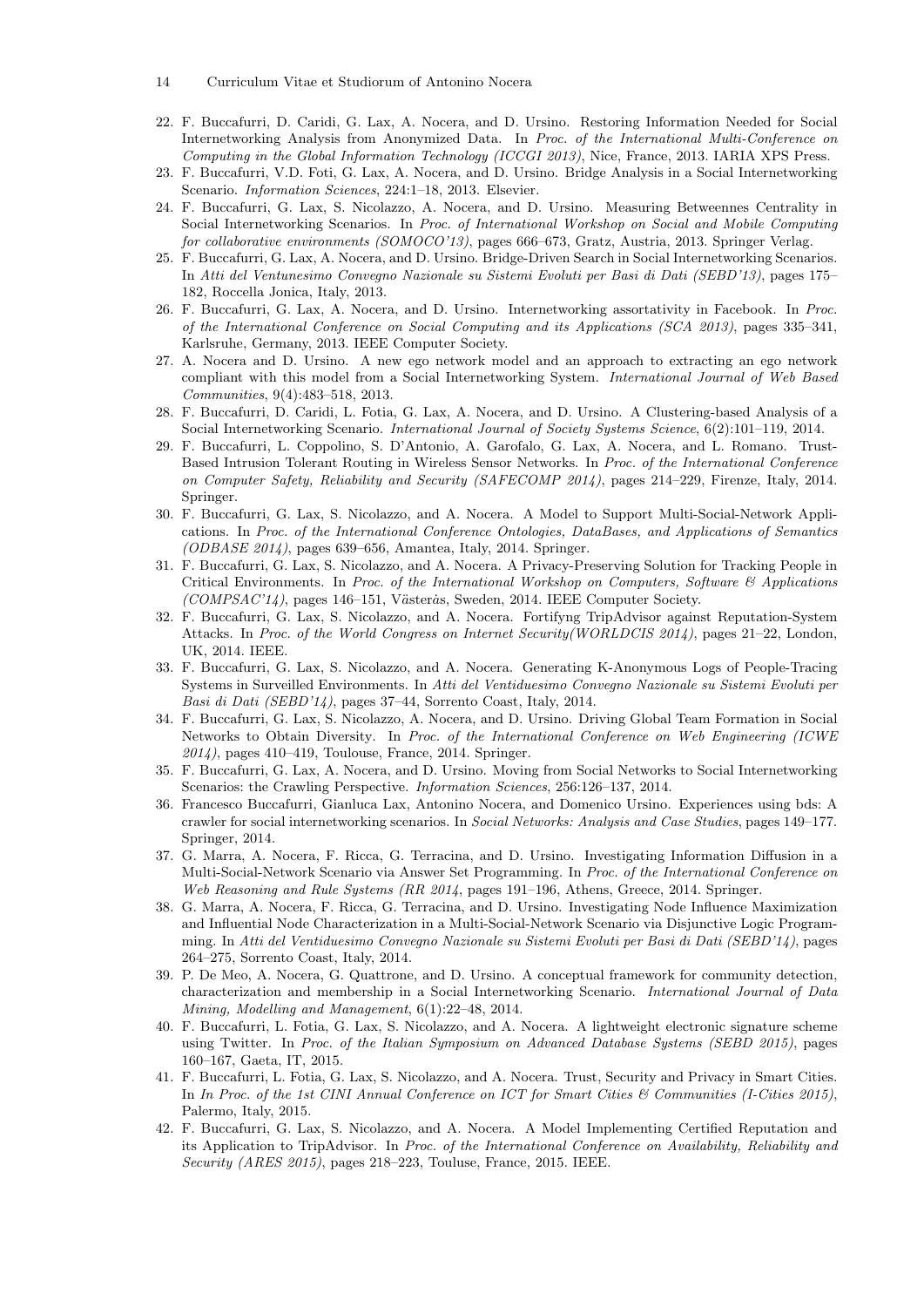22. F. Buccafurri, D. Caridi, G. Lax, A. Nocera, and D. Ursino. Restoring Information Needed for Social Internetworking Analysis from Anonymized Data. In *Proc. of the International Multi-Conference on Computing in the Global Information Technology (ICCGI 2013)*, Nice, France, 2013. IARIA XPS Press.
23. F. Buccafurri, V.D. Foti, G. Lax, A. Nocera, and D. Ursino. Bridge Analysis in a Social Internetworking Scenario. *Information Sciences*, 224:1–18, 2013. Elsevier.
24. F. Buccafurri, G. Lax, S. Nicolazzo, A. Nocera, and D. Ursino. Measuring Betweennes Centrality in Social Internetworking Scenarios. In *Proc. of International Workshop on Social and Mobile Computing for collaborative environments (SOMOCO'13)*, pages 666–673, Gratz, Austria, 2013. Springer Verlag.
25. F. Buccafurri, G. Lax, A. Nocera, and D. Ursino. Bridge-Driven Search in Social Internetworking Scenarios. In *Atti del Ventunesimo Convegno Nazionale su Sistemi Evoluti per Basi di Dati (SEBD'13)*, pages 175–182, Roccella Jonica, Italy, 2013.
26. F. Buccafurri, G. Lax, A. Nocera, and D. Ursino. Internetworking assortativity in Facebook. In *Proc. of the International Conference on Social Computing and its Applications (SCA 2013)*, pages 335–341, Karlsruhe, Germany, 2013. IEEE Computer Society.
27. A. Nocera and D. Ursino. A new ego network model and an approach to extracting an ego network compliant with this model from a Social Internetworking System. *International Journal of Web Based Communities*, 9(4):483–518, 2013.
28. F. Buccafurri, D. Caridi, L. Fotia, G. Lax, A. Nocera, and D. Ursino. A Clustering-based Analysis of a Social Internetworking Scenario. *International Journal of Society Systems Science*, 6(2):101–119, 2014.
29. F. Buccafurri, L. Coppolino, S. D'Antonio, A. Garofalo, G. Lax, A. Nocera, and L. Romano. Trust-Based Intrusion Tolerant Routing in Wireless Sensor Networks. In *Proc. of the International Conference on Computer Safety, Reliability and Security (SAFECOMP 2014)*, pages 214–229, Firenze, Italy, 2014. Springer.
30. F. Buccafurri, G. Lax, S. Nicolazzo, and A. Nocera. A Model to Support Multi-Social-Network Applications. In *Proc. of the International Conference Ontologies, DataBases, and Applications of Semantics (ODBASE 2014)*, pages 639–656, Amantea, Italy, 2014. Springer.
31. F. Buccafurri, G. Lax, S. Nicolazzo, and A. Nocera. A Privacy-Preserving Solution for Tracking People in Critical Environments. In *Proc. of the International Workshop on Computers, Software & Applications (COMPSAC'14)*, pages 146–151, Västerås, Sweden, 2014. IEEE Computer Society.
32. F. Buccafurri, G. Lax, S. Nicolazzo, and A. Nocera. Fortifyng TripAdvisor against Reputation-System Attacks. In *Proc. of the World Congress on Internet Security(WORLDCIS 2014)*, pages 21–22, London, UK, 2014. IEEE.
33. F. Buccafurri, G. Lax, S. Nicolazzo, and A. Nocera. Generating K-Anonymous Logs of People-Tracing Systems in Surveilled Environments. In *Atti del Ventiduesimo Convegno Nazionale su Sistemi Evoluti per Basi di Dati (SEBD'14)*, pages 37–44, Sorrento Coast, Italy, 2014.
34. F. Buccafurri, G. Lax, S. Nicolazzo, A. Nocera, and D. Ursino. Driving Global Team Formation in Social Networks to Obtain Diversity. In *Proc. of the International Conference on Web Engineering (ICWE 2014)*, pages 410–419, Toulouse, France, 2014. Springer.
35. F. Buccafurri, G. Lax, A. Nocera, and D. Ursino. Moving from Social Networks to Social Internetworking Scenarios: the Crawling Perspective. *Information Sciences*, 256:126–137, 2014.
36. Francesco Buccafurri, Gianluca Lax, Antonino Nocera, and Domenico Ursino. Experiences using bds: A crawler for social internetworking scenarios. In *Social Networks: Analysis and Case Studies*, pages 149–177. Springer, 2014.
37. G. Marra, A. Nocera, F. Ricca, G. Terracina, and D. Ursino. Investigating Information Diffusion in a Multi-Social-Network Scenario via Answer Set Programming. In *Proc. of the International Conference on Web Reasoning and Rule Systems (RR 2014*, pages 191–196, Athens, Greece, 2014. Springer.
38. G. Marra, A. Nocera, F. Ricca, G. Terracina, and D. Ursino. Investigating Node Influence Maximization and Influential Node Characterization in a Multi-Social-Network Scenario via Disjunctive Logic Programming. In *Atti del Ventiduesimo Convegno Nazionale su Sistemi Evoluti per Basi di Dati (SEBD'14)*, pages 264–275, Sorrento Coast, Italy, 2014.
39. P. De Meo, A. Nocera, G. Quattrone, and D. Ursino. A conceptual framework for community detection, characterization and membership in a Social Internetworking Scenario. *International Journal of Data Mining, Modelling and Management*, 6(1):22–48, 2014.
40. F. Buccafurri, L. Fotia, G. Lax, S. Nicolazzo, and A. Nocera. A lightweight electronic signature scheme using Twitter. In *Proc. of the Italian Symposium on Advanced Database Systems (SEBD 2015)*, pages 160–167, Gaeta, IT, 2015.
41. F. Buccafurri, L. Fotia, G. Lax, S. Nicolazzo, and A. Nocera. Trust, Security and Privacy in Smart Cities. In *In Proc. of the 1st CINI Annual Conference on ICT for Smart Cities & Communities (I-Cities 2015)*, Palermo, Italy, 2015.
42. F. Buccafurri, G. Lax, S. Nicolazzo, and A. Nocera. A Model Implementing Certified Reputation and its Application to TripAdvisor. In *Proc. of the International Conference on Availability, Reliability and Security (ARES 2015)*, pages 218–223, Touluse, France, 2015. IEEE.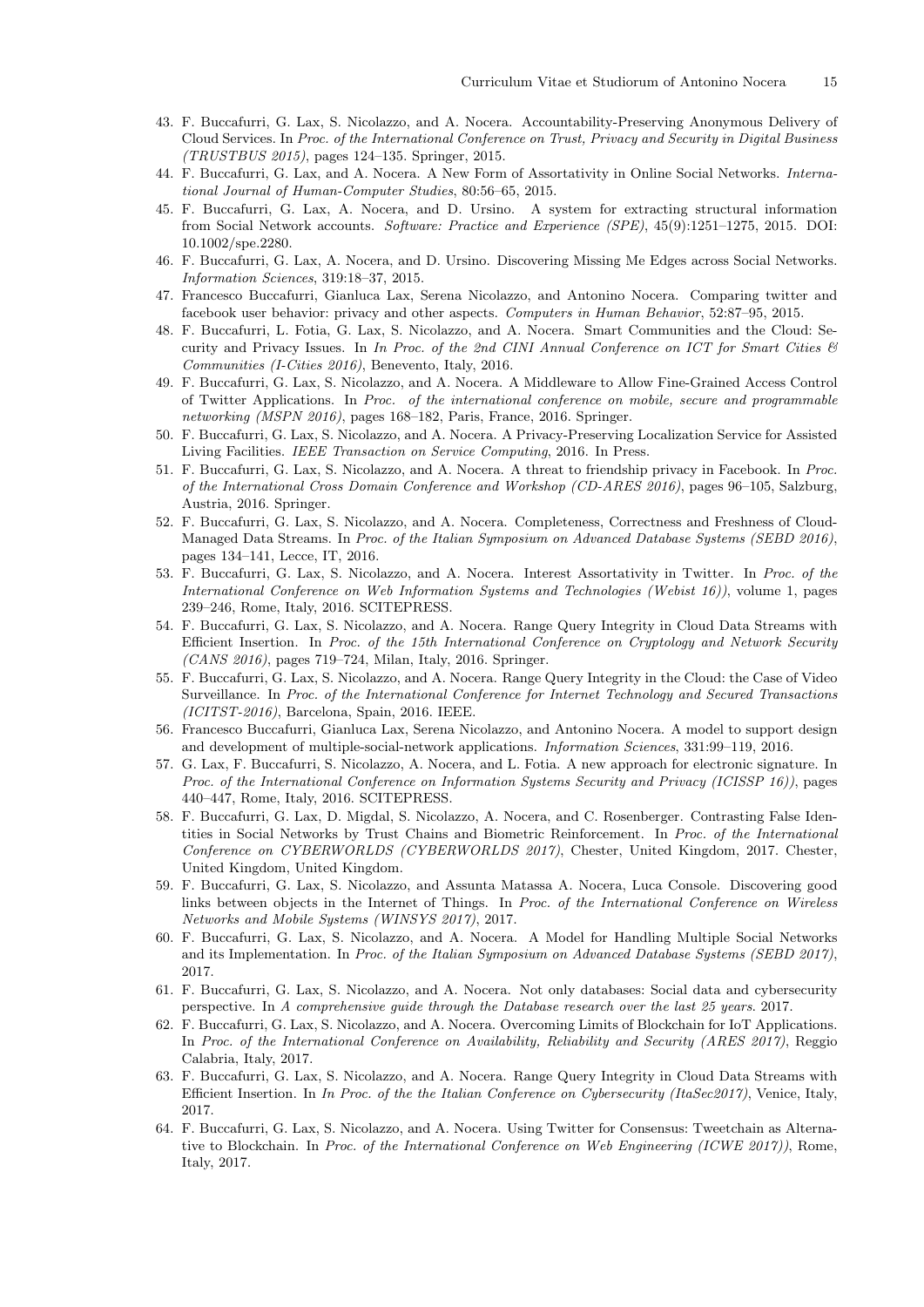43. F. Buccafurri, G. Lax, S. Nicolazzo, and A. Nocera. Accountability-Preserving Anonymous Delivery of Cloud Services. In *Proc. of the International Conference on Trust, Privacy and Security in Digital Business (TRUSTBUS 2015)*, pages 124–135. Springer, 2015.
44. F. Buccafurri, G. Lax, and A. Nocera. A New Form of Assortativity in Online Social Networks. *International Journal of Human-Computer Studies*, 80:56–65, 2015.
45. F. Buccafurri, G. Lax, A. Nocera, and D. Ursino. A system for extracting structural information from Social Network accounts. *Software: Practice and Experience (SPE)*, 45(9):1251–1275, 2015. DOI: 10.1002/spe.2280.
46. F. Buccafurri, G. Lax, A. Nocera, and D. Ursino. Discovering Missing Me Edges across Social Networks. *Information Sciences*, 319:18–37, 2015.
47. Francesco Buccafurri, Gianluca Lax, Serena Nicolazzo, and Antonino Nocera. Comparing twitter and facebook user behavior: privacy and other aspects. *Computers in Human Behavior*, 52:87–95, 2015.
48. F. Buccafurri, L. Fotia, G. Lax, S. Nicolazzo, and A. Nocera. Smart Communities and the Cloud: Security and Privacy Issues. In *In Proc. of the 2nd CINI Annual Conference on ICT for Smart Cities & Communities (I-Cities 2016)*, Benevento, Italy, 2016.
49. F. Buccafurri, G. Lax, S. Nicolazzo, and A. Nocera. A Middleware to Allow Fine-Grained Access Control of Twitter Applications. In *Proc. of the international conference on mobile, secure and programmable networking (MSPN 2016)*, pages 168–182, Paris, France, 2016. Springer.
50. F. Buccafurri, G. Lax, S. Nicolazzo, and A. Nocera. A Privacy-Preserving Localization Service for Assisted Living Facilities. *IEEE Transaction on Service Computing*, 2016. In Press.
51. F. Buccafurri, G. Lax, S. Nicolazzo, and A. Nocera. A threat to friendship privacy in Facebook. In *Proc. of the International Cross Domain Conference and Workshop (CD-ARES 2016)*, pages 96–105, Salzburg, Austria, 2016. Springer.
52. F. Buccafurri, G. Lax, S. Nicolazzo, and A. Nocera. Completeness, Correctness and Freshness of Cloud-Managed Data Streams. In *Proc. of the Italian Symposium on Advanced Database Systems (SEBD 2016)*, pages 134–141, Lecce, IT, 2016.
53. F. Buccafurri, G. Lax, S. Nicolazzo, and A. Nocera. Interest Assortativity in Twitter. In *Proc. of the International Conference on Web Information Systems and Technologies (Webist 16))*, volume 1, pages 239–246, Rome, Italy, 2016. SCITEPRESS.
54. F. Buccafurri, G. Lax, S. Nicolazzo, and A. Nocera. Range Query Integrity in Cloud Data Streams with Efficient Insertion. In *Proc. of the 15th International Conference on Cryptology and Network Security (CANS 2016)*, pages 719–724, Milan, Italy, 2016. Springer.
55. F. Buccafurri, G. Lax, S. Nicolazzo, and A. Nocera. Range Query Integrity in the Cloud: the Case of Video Surveillance. In *Proc. of the International Conference for Internet Technology and Secured Transactions (ICITST-2016)*, Barcelona, Spain, 2016. IEEE.
56. Francesco Buccafurri, Gianluca Lax, Serena Nicolazzo, and Antonino Nocera. A model to support design and development of multiple-social-network applications. *Information Sciences*, 331:99–119, 2016.
57. G. Lax, F. Buccafurri, S. Nicolazzo, A. Nocera, and L. Fotia. A new approach for electronic signature. In *Proc. of the International Conference on Information Systems Security and Privacy (ICISSP 16))*, pages 440–447, Rome, Italy, 2016. SCITEPRESS.
58. F. Buccafurri, G. Lax, D. Migdal, S. Nicolazzo, A. Nocera, and C. Rosenberger. Contrasting False Identities in Social Networks by Trust Chains and Biometric Reinforcement. In *Proc. of the International Conference on CYBERWORLDS (CYBERWORLDS 2017)*, Chester, United Kingdom, 2017. Chester, United Kingdom, United Kingdom.
59. F. Buccafurri, G. Lax, S. Nicolazzo, and Assunta Matassa A. Nocera, Luca Console. Discovering good links between objects in the Internet of Things. In *Proc. of the International Conference on Wireless Networks and Mobile Systems (WINSYS 2017)*, 2017.
60. F. Buccafurri, G. Lax, S. Nicolazzo, and A. Nocera. A Model for Handling Multiple Social Networks and its Implementation. In *Proc. of the Italian Symposium on Advanced Database Systems (SEBD 2017)*, 2017.
61. F. Buccafurri, G. Lax, S. Nicolazzo, and A. Nocera. Not only databases: Social data and cybersecurity perspective. In *A comprehensive guide through the Database research over the last 25 years*. 2017.
62. F. Buccafurri, G. Lax, S. Nicolazzo, and A. Nocera. Overcoming Limits of Blockchain for IoT Applications. In *Proc. of the International Conference on Availability, Reliability and Security (ARES 2017)*, Reggio Calabria, Italy, 2017.
63. F. Buccafurri, G. Lax, S. Nicolazzo, and A. Nocera. Range Query Integrity in Cloud Data Streams with Efficient Insertion. In *In Proc. of the the Italian Conference on Cybersecurity (ItaSec2017)*, Venice, Italy, 2017.
64. F. Buccafurri, G. Lax, S. Nicolazzo, and A. Nocera. Using Twitter for Consensus: Tweetchain as Alternative to Blockchain. In *Proc. of the International Conference on Web Engineering (ICWE 2017))*, Rome, Italy, 2017.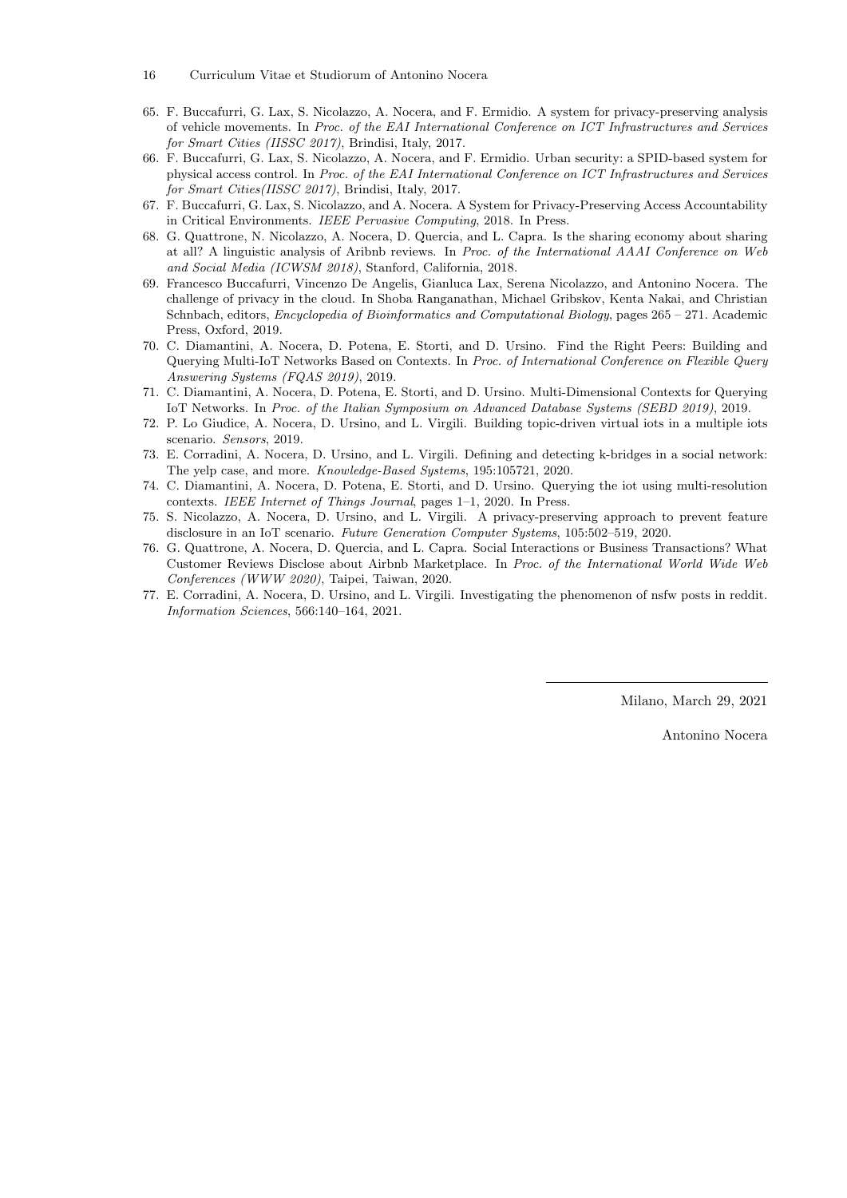65. F. Buccafurri, G. Lax, S. Nicolazzo, A. Nocera, and F. Ermidio. A system for privacy-preserving analysis of vehicle movements. In *Proc. of the EAI International Conference on ICT Infrastructures and Services for Smart Cities (IISSC 2017)*, Brindisi, Italy, 2017.
66. F. Buccafurri, G. Lax, S. Nicolazzo, A. Nocera, and F. Ermidio. Urban security: a SPID-based system for physical access control. In *Proc. of the EAI International Conference on ICT Infrastructures and Services for Smart Cities(IISSC 2017)*, Brindisi, Italy, 2017.
67. F. Buccafurri, G. Lax, S. Nicolazzo, and A. Nocera. A System for Privacy-Preserving Access Accountability in Critical Environments. *IEEE Pervasive Computing*, 2018. In Press.
68. G. Quattrone, N. Nicolazzo, A. Nocera, D. Quercia, and L. Capra. Is the sharing economy about sharing at all? A linguistic analysis of Aribnb reviews. In *Proc. of the International AAAI Conference on Web and Social Media (ICWSM 2018)*, Stanford, California, 2018.
69. Francesco Buccafurri, Vincenzo De Angelis, Gianluca Lax, Serena Nicolazzo, and Antonino Nocera. The challenge of privacy in the cloud. In Shoba Ranganathan, Michael Gribskov, Kenta Nakai, and Christian Schnbach, editors, *Encyclopedia of Bioinformatics and Computational Biology*, pages 265 – 271. Academic Press, Oxford, 2019.
70. C. Diamantini, A. Nocera, D. Potena, E. Storti, and D. Ursino. Find the Right Peers: Building and Querying Multi-IoT Networks Based on Contexts. In *Proc. of International Conference on Flexible Query Answering Systems (FQAS 2019)*, 2019.
71. C. Diamantini, A. Nocera, D. Potena, E. Storti, and D. Ursino. Multi-Dimensional Contexts for Querying IoT Networks. In *Proc. of the Italian Symposium on Advanced Database Systems (SEBD 2019)*, 2019.
72. P. Lo Giudice, A. Nocera, D. Ursino, and L. Virgili. Building topic-driven virtual iots in a multiple iots scenario. *Sensors*, 2019.
73. E. Corradini, A. Nocera, D. Ursino, and L. Virgili. Defining and detecting k-bridges in a social network: The yelp case, and more. *Knowledge-Based Systems*, 195:105721, 2020.
74. C. Diamantini, A. Nocera, D. Potena, E. Storti, and D. Ursino. Querying the iot using multi-resolution contexts. *IEEE Internet of Things Journal*, pages 1–1, 2020. In Press.
75. S. Nicolazzo, A. Nocera, D. Ursino, and L. Virgili. A privacy-preserving approach to prevent feature disclosure in an IoT scenario. *Future Generation Computer Systems*, 105:502–519, 2020.
76. G. Quattrone, A. Nocera, D. Quercia, and L. Capra. Social Interactions or Business Transactions? What Customer Reviews Disclose about Airbnb Marketplace. In *Proc. of the International World Wide Web Conferences (WWW 2020)*, Taipei, Taiwan, 2020.
77. E. Corradini, A. Nocera, D. Ursino, and L. Virgili. Investigating the phenomenon of nsfw posts in reddit. *Information Sciences*, 566:140–164, 2021.

Milano, March 29, 2021

Antonino Nocera